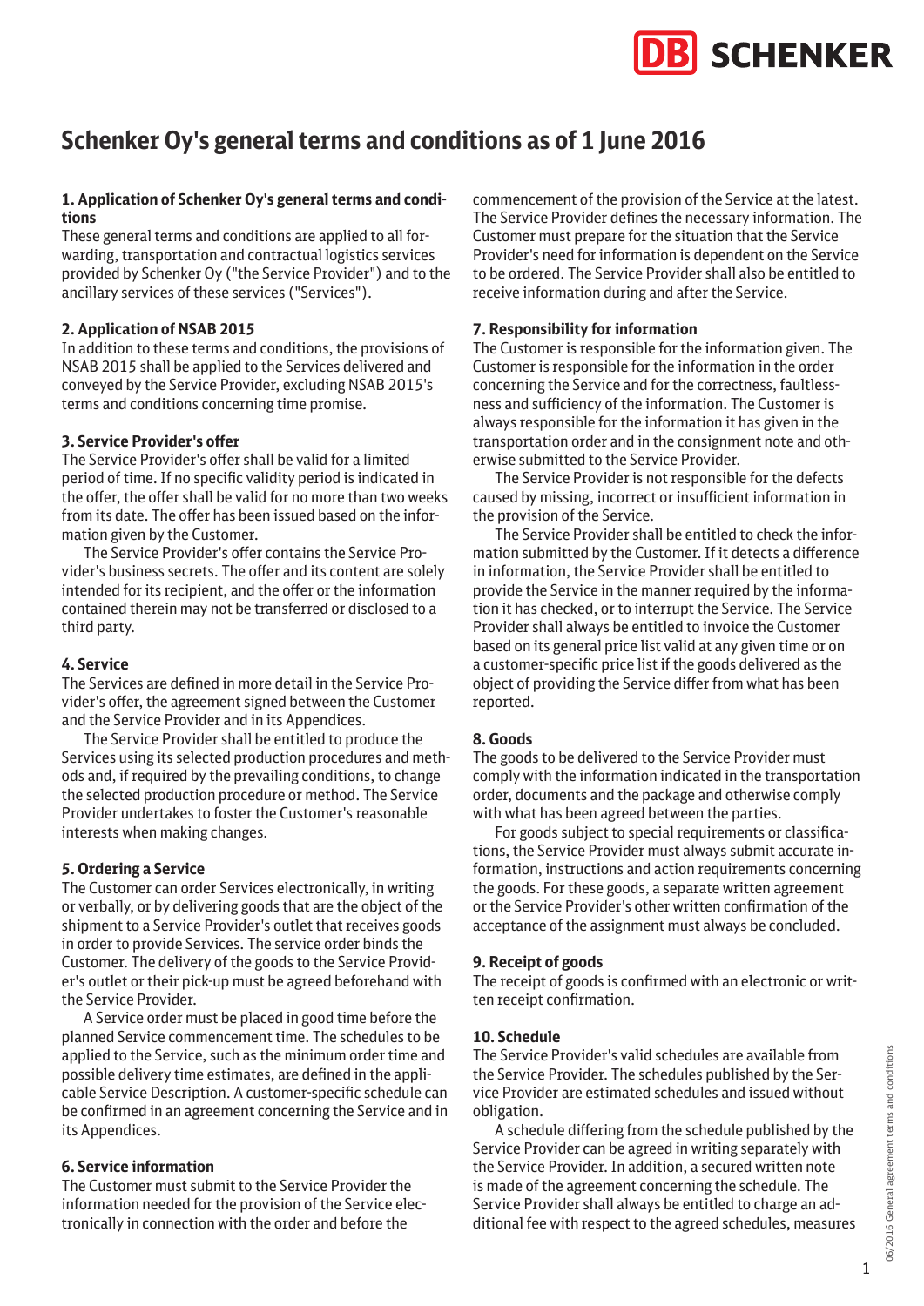# Schenker Oy's general terms and conditions as of 1 June 2016

**1. Application of Schenker Oy's general terms and conditions**

These general terms and conditions are applied to all forwarding, transportation and contractual logistics services provided by Schenker Oy ("the Service Provider") and to the ancillary services of these services ("Services").

**2. Application of NSAB 2015**

In addition to these terms and conditions, the provisions of NSAB 2015 shall be applied to the Services delivered and conveyed by the Service Provider, excluding NSAB 2015's terms and conditions concerning time promise.

**3. Service Provider's offer**

The Service Provider's offer shall be valid for a limited period of time. If no specific validity period is indicated in the offer, the offer shall be valid for no more than two weeks from its date. The offer has been issued based on the information given by the Customer.

The Service Provider's offer contains the Service Provider's business secrets. The offer and its content are solely intended for its recipient, and the offer or the information contained therein may not be transferred or disclosed to a third party.

**4. Service**

The Services are defined in more detail in the Service Provider's offer, the agreement signed between the Customer and the Service Provider and in its Appendices.

The Service Provider shall be entitled to produce the Services using its selected production procedures and methods and, if required by the prevailing conditions, to change the selected production procedure or method. The Service Provider undertakes to foster the Customer's reasonable interests when making changes.

**5. Ordering a Service**

The Customer can order Services electronically, in writing or verbally, or by delivering goods that are the object of the shipment to a Service Provider's outlet that receives goods in order to provide Services. The service order binds the Customer. The delivery of the goods to the Service Provider's outlet or their pick-up must be agreed beforehand with the Service Provider.

A Service order must be placed in good time before the planned Service commencement time. The schedules to be applied to the Service, such as the minimum order time and possible delivery time estimates, are defined in the applicable Service Description. A customer-specific schedule can be confirmed in an agreement concerning the Service and in its Appendices.

**6. Service information**

The Customer must submit to the Service Provider the information needed for the provision of the Service electronically in connection with the order and before the commencement of the provision of the Service at the latest. The Service Provider defines the necessary information. The Customer must prepare for the situation that the Service Provider's need for information is dependent on the Service to be ordered. The Service Provider shall also be entitled to receive information during and after the Service.

**7. Responsibility for information**

The Customer is responsible for the information given. The Customer is responsible for the information in the order concerning the Service and for the correctness, faultlessness and sufficiency of the information. The Customer is always responsible for the information it has given in the transportation order and in the consignment note and otherwise submitted to the Service Provider.

The Service Provider is not responsible for the defects caused by missing, incorrect or insufficient information in the provision of the Service.

The Service Provider shall be entitled to check the information submitted by the Customer. If it detects a difference in information, the Service Provider shall be entitled to provide the Service in the manner required by the information it has checked, or to interrupt the Service. The Service Provider shall always be entitled to invoice the Customer based on its general price list valid at any given time or on a customer-specific price list if the goods delivered as the object of providing the Service differ from what has been reported.

**8. Goods**

The goods to be delivered to the Service Provider must comply with the information indicated in the transportation order, documents and the package and otherwise comply with what has been agreed between the parties.

For goods subject to special requirements or classifications, the Service Provider must always submit accurate information, instructions and action requirements concerning the goods. For these goods, a separate written agreement or the Service Provider's other written confirmation of the acceptance of the assignment must always be concluded.

**9. Receipt of goods**

The receipt of goods is confirmed with an electronic or written receipt confirmation.

**10. Schedule**

The Service Provider's valid schedules are available from the Service Provider. The schedules published by the Service Provider are estimated schedules and issued without obligation.

A schedule differing from the schedule published by the Service Provider can be agreed in writing separately with the Service Provider. In addition, a secured written note is made of the agreement concerning the schedule. The Service Provider shall always be entitled to charge an additional fee with respect to the agreed schedules, measures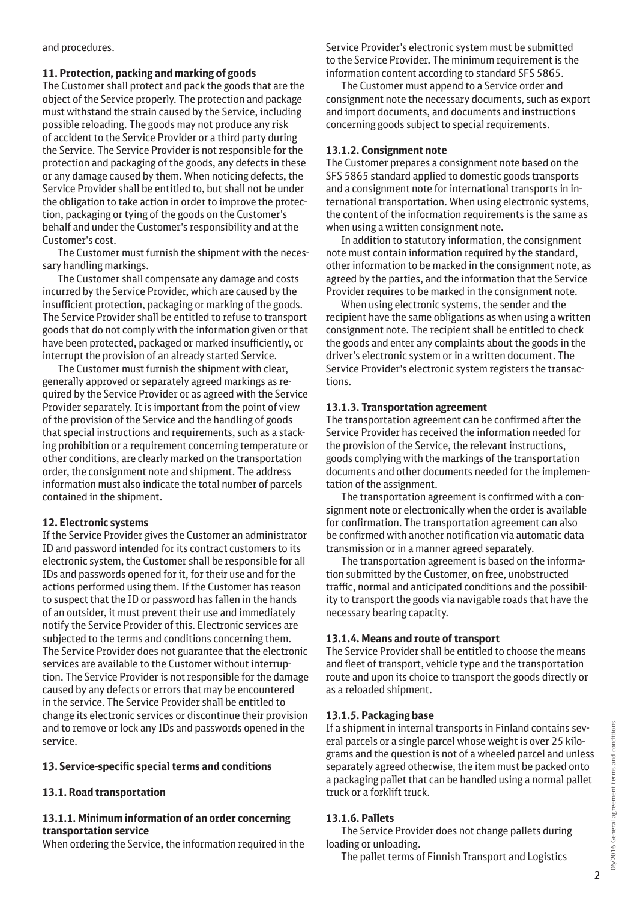and procedures.

**11. Protection, packing and marking of goods**

The Customer shall protect and pack the goods that are the object of the Service properly. The protection and package must withstand the strain caused by the Service, including possible reloading. The goods may not produce any risk of accident to the Service Provider or a third party during the Service. The Service Provider is not responsible for the protection and packaging of the goods, any defects in these or any damage caused by them. When noticing defects, the Service Provider shall be entitled to, but shall not be under the obligation to take action in order to improve the protection, packaging or tying of the goods on the Customer's behalf and under the Customer's responsibility and at the Customer's cost.

The Customer must furnish the shipment with the necessary handling markings.

The Customer shall compensate any damage and costs incurred by the Service Provider, which are caused by the insufficient protection, packaging or marking of the goods. The Service Provider shall be entitled to refuse to transport goods that do not comply with the information given or that have been protected, packaged or marked insufficiently, or interrupt the provision of an already started Service.

The Customer must furnish the shipment with clear, generally approved or separately agreed markings as required by the Service Provider or as agreed with the Service Provider separately. It is important from the point of view of the provision of the Service and the handling of goods that special instructions and requirements, such as a stacking prohibition or a requirement concerning temperature or other conditions, are clearly marked on the transportation order, the consignment note and shipment. The address information must also indicate the total number of parcels contained in the shipment.

**12. Electronic systems**

If the Service Provider gives the Customer an administrator ID and password intended for its contract customers to its electronic system, the Customer shall be responsible for all IDs and passwords opened for it, for their use and for the actions performed using them. If the Customer has reason to suspect that the ID or password has fallen in the hands of an outsider, it must prevent their use and immediately notify the Service Provider of this. Electronic services are subjected to the terms and conditions concerning them. The Service Provider does not guarantee that the electronic services are available to the Customer without interruption. The Service Provider is not responsible for the damage caused by any defects or errors that may be encountered in the service. The Service Provider shall be entitled to change its electronic services or discontinue their provision and to remove or lock any IDs and passwords opened in the service.

**13. Service-specific special terms and conditions**

**13.1. Road transportation**

**13.1.1. Minimum information of an order concerning transportation service**

When ordering the Service, the information required in the Service Provider's electronic system must be submitted to the Service Provider. The minimum requirement is the information content according to standard SFS 5865.

The Customer must append to a Service order and consignment note the necessary documents, such as export and import documents, and documents and instructions concerning goods subject to special requirements.

**13.1.2. Consignment note**

The Customer prepares a consignment note based on the SFS 5865 standard applied to domestic goods transports and a consignment note for international transports in international transportation. When using electronic systems, the content of the information requirements is the same as when using a written consignment note.

In addition to statutory information, the consignment note must contain information required by the standard, other information to be marked in the consignment note, as agreed by the parties, and the information that the Service Provider requires to be marked in the consignment note.

When using electronic systems, the sender and the recipient have the same obligations as when using a written consignment note. The recipient shall be entitled to check the goods and enter any complaints about the goods in the driver's electronic system or in a written document. The Service Provider's electronic system registers the transactions.

**13.1.3. Transportation agreement**

The transportation agreement can be confirmed after the Service Provider has received the information needed for the provision of the Service, the relevant instructions, goods complying with the markings of the transportation documents and other documents needed for the implementation of the assignment.

The transportation agreement is confirmed with a consignment note or electronically when the order is available for confirmation. The transportation agreement can also be confirmed with another notification via automatic data transmission or in a manner agreed separately.

The transportation agreement is based on the information submitted by the Customer, on free, unobstructed traffic, normal and anticipated conditions and the possibility to transport the goods via navigable roads that have the necessary bearing capacity.

**13.1.4. Means and route of transport**

The Service Provider shall be entitled to choose the means and fleet of transport, vehicle type and the transportation route and upon its choice to transport the goods directly or as a reloaded shipment.

**13.1.5. Packaging base**

If a shipment in internal transports in Finland contains several parcels or a single parcel whose weight is over 25 kilograms and the question is not of a wheeled parcel and unless separately agreed otherwise, the item must be packed onto a packaging pallet that can be handled using a normal pallet truck or a forklift truck.

**13.1.6. Pallets**

The Service Provider does not change pallets during loading or unloading.

The pallet terms of Finnish Transport and Logistics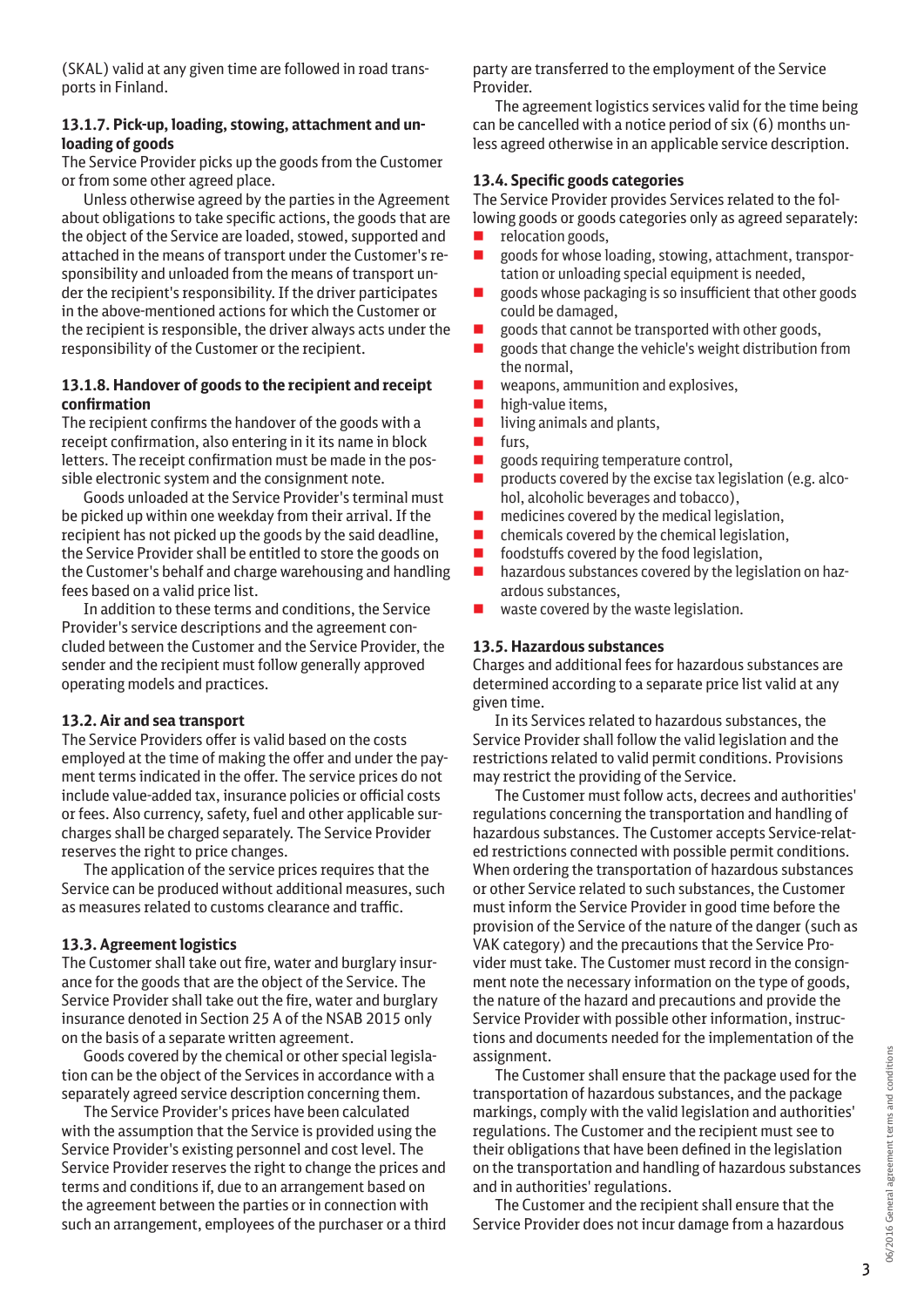(SKAL) valid at any given time are followed in road transports in Finland.

#### 13.1.7. Pick-up, loading, stowing, attachment and unloading of goods

The Service Provider picks up the goods from the Customer or from some other agreed place.

Unless otherwise agreed by the parties in the Agreement about obligations to take specific actions, the goods that are the object of the Service are loaded, stowed, supported and attached in the means of transport under the Customer's responsibility and unloaded from the means of transport under the recipient's responsibility. If the driver participates in the above-mentioned actions for which the Customer or the recipient is responsible, the driver always acts under the responsibility of the Customer or the recipient.

#### 13.1.8. Handover of goods to the recipient and receipt confirmation

The recipient confirms the handover of the goods with a receipt confirmation, also entering in it its name in block letters. The receipt confirmation must be made in the possible electronic system and the consignment note.

Goods unloaded at the Service Provider's terminal must be picked up within one weekday from their arrival. If the recipient has not picked up the goods by the said deadline, the Service Provider shall be entitled to store the goods on the Customer's behalf and charge warehousing and handling fees based on a valid price list.

In addition to these terms and conditions, the Service Provider's service descriptions and the agreement concluded between the Customer and the Service Provider, the sender and the recipient must follow generally approved operating models and practices.

### 13.2. Air and sea transport

The Service Providers offer is valid based on the costs employed at the time of making the offer and under the payment terms indicated in the offer. The service prices do not include value-added tax, insurance policies or official costs or fees. Also currency, safety, fuel and other applicable surcharges shall be charged separately. The Service Provider reserves the right to price changes.

The application of the service prices requires that the Service can be produced without additional measures, such as measures related to customs clearance and traffic.

### 13.3. Agreement logistics

The Customer shall take out fire, water and burglary insurance for the goods that are the object of the Service. The Service Provider shall take out the fire, water and burglary insurance denoted in Section 25 A of the NSAB 2015 only on the basis of a separate written agreement.

Goods covered by the chemical or other special legislation can be the object of the Services in accordance with a separately agreed service description concerning them.

The Service Provider's prices have been calculated with the assumption that the Service is provided using the Service Provider's existing personnel and cost level. The Service Provider reserves the right to change the prices and terms and conditions if, due to an arrangement based on the agreement between the parties or in connection with such an arrangement, employees of the purchaser or a third party are transferred to the employment of the Service Provider.

The agreement logistics services valid for the time being can be cancelled with a notice period of six (6) months unless agreed otherwise in an applicable service description.

### 13.4. Specific goods categories

The Service Provider provides Services related to the following goods or goods categories only as agreed separately:

- relocation goods,
- goods for whose loading, stowing, attachment, transportation or unloading special equipment is needed,
- goods whose packaging is so insufficient that other goods could be damaged,
- goods that cannot be transported with other goods,
- goods that change the vehicle's weight distribution from the normal,
- weapons, ammunition and explosives,
- high-value items,
- living animals and plants,
- furs,
- goods requiring temperature control,
- products covered by the excise tax legislation (e.g. alcohol, alcoholic beverages and tobacco),
- medicines covered by the medical legislation,
- chemicals covered by the chemical legislation,
- foodstuffs covered by the food legislation,
- hazardous substances covered by the legislation on hazardous substances,
- waste covered by the waste legislation.

### 13.5. Hazardous substances

Charges and additional fees for hazardous substances are determined according to a separate price list valid at any given time.

In its Services related to hazardous substances, the Service Provider shall follow the valid legislation and the restrictions related to valid permit conditions. Provisions may restrict the providing of the Service.

The Customer must follow acts, decrees and authorities' regulations concerning the transportation and handling of hazardous substances. The Customer accepts Service-related restrictions connected with possible permit conditions. When ordering the transportation of hazardous substances or other Service related to such substances, the Customer must inform the Service Provider in good time before the provision of the Service of the nature of the danger (such as VAK category) and the precautions that the Service Provider must take. The Customer must record in the consignment note the necessary information on the type of goods, the nature of the hazard and precautions and provide the Service Provider with possible other information, instructions and documents needed for the implementation of the assignment.

The Customer shall ensure that the package used for the transportation of hazardous substances, and the package markings, comply with the valid legislation and authorities' regulations. The Customer and the recipient must see to their obligations that have been defined in the legislation on the transportation and handling of hazardous substances and in authorities' regulations.

The Customer and the recipient shall ensure that the Service Provider does not incur damage from a hazardous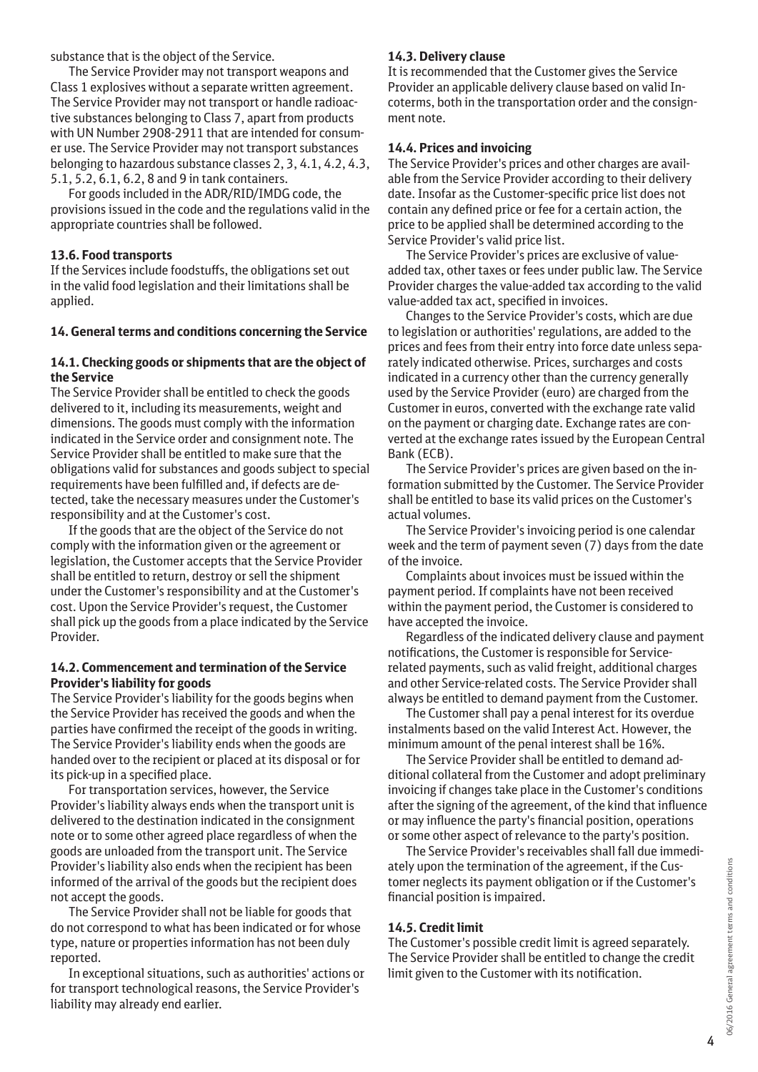substance that is the object of the Service.

The Service Provider may not transport weapons and Class 1 explosives without a separate written agreement. The Service Provider may not transport or handle radioactive substances belonging to Class 7, apart from products with UN Number 2908-2911 that are intended for consumer use. The Service Provider may not transport substances belonging to hazardous substance classes 2, 3, 4.1, 4.2, 4.3, 5.1, 5.2, 6.1, 6.2, 8 and 9 in tank containers.

For goods included in the ADR/RID/IMDG code, the provisions issued in the code and the regulations valid in the appropriate countries shall be followed.

### 13.6. Food transports

If the Services include foodstuffs, the obligations set out in the valid food legislation and their limitations shall be applied.

## 14. General terms and conditions concerning the Service

### 14.1. Checking goods or shipments that are the object of the Service

The Service Provider shall be entitled to check the goods delivered to it, including its measurements, weight and dimensions. The goods must comply with the information indicated in the Service order and consignment note. The Service Provider shall be entitled to make sure that the obligations valid for substances and goods subject to special requirements have been fulfilled and, if defects are detected, take the necessary measures under the Customer's responsibility and at the Customer's cost.

If the goods that are the object of the Service do not comply with the information given or the agreement or legislation, the Customer accepts that the Service Provider shall be entitled to return, destroy or sell the shipment under the Customer's responsibility and at the Customer's cost. Upon the Service Provider's request, the Customer shall pick up the goods from a place indicated by the Service Provider.

### 14.2. Commencement and termination of the Service Provider's liability for goods

The Service Provider's liability for the goods begins when the Service Provider has received the goods and when the parties have confirmed the receipt of the goods in writing. The Service Provider's liability ends when the goods are handed over to the recipient or placed at its disposal or for its pick-up in a specified place.

For transportation services, however, the Service Provider's liability always ends when the transport unit is delivered to the destination indicated in the consignment note or to some other agreed place regardless of when the goods are unloaded from the transport unit. The Service Provider's liability also ends when the recipient has been informed of the arrival of the goods but the recipient does not accept the goods.

The Service Provider shall not be liable for goods that do not correspond to what has been indicated or for whose type, nature or properties information has not been duly reported.

In exceptional situations, such as authorities' actions or for transport technological reasons, the Service Provider's liability may already end earlier.

### 14.3. Delivery clause

It is recommended that the Customer gives the Service Provider an applicable delivery clause based on valid Incoterms, both in the transportation order and the consignment note.

### 14.4. Prices and invoicing

The Service Provider's prices and other charges are available from the Service Provider according to their delivery date. Insofar as the Customer-specific price list does not contain any defined price or fee for a certain action, the price to be applied shall be determined according to the Service Provider's valid price list.

The Service Provider's prices are exclusive of value-added tax, other taxes or fees under public law. The Service Provider charges the value-added tax according to the valid value-added tax act, specified in invoices.

Changes to the Service Provider's costs, which are due to legislation or authorities' regulations, are added to the prices and fees from their entry into force date unless separately indicated otherwise. Prices, surcharges and costs indicated in a currency other than the currency generally used by the Service Provider (euro) are charged from the Customer in euros, converted with the exchange rate valid on the payment or charging date. Exchange rates are converted at the exchange rates issued by the European Central Bank (ECB).

The Service Provider's prices are given based on the information submitted by the Customer. The Service Provider shall be entitled to base its valid prices on the Customer's actual volumes.

The Service Provider's invoicing period is one calendar week and the term of payment seven (7) days from the date of the invoice.

Complaints about invoices must be issued within the payment period. If complaints have not been received within the payment period, the Customer is considered to have accepted the invoice.

Regardless of the indicated delivery clause and payment notifications, the Customer is responsible for Service-related payments, such as valid freight, additional charges and other Service-related costs. The Service Provider shall always be entitled to demand payment from the Customer.

The Customer shall pay a penal interest for its overdue instalments based on the valid Interest Act. However, the minimum amount of the penal interest shall be 16%.

The Service Provider shall be entitled to demand additional collateral from the Customer and adopt preliminary invoicing if changes take place in the Customer's conditions after the signing of the agreement, of the kind that influence or may influence the party's financial position, operations or some other aspect of relevance to the party's position.

The Service Provider's receivables shall fall due immediately upon the termination of the agreement, if the Customer neglects its payment obligation or if the Customer's financial position is impaired.

### 14.5. Credit limit

The Customer's possible credit limit is agreed separately. The Service Provider shall be entitled to change the credit limit given to the Customer with its notification.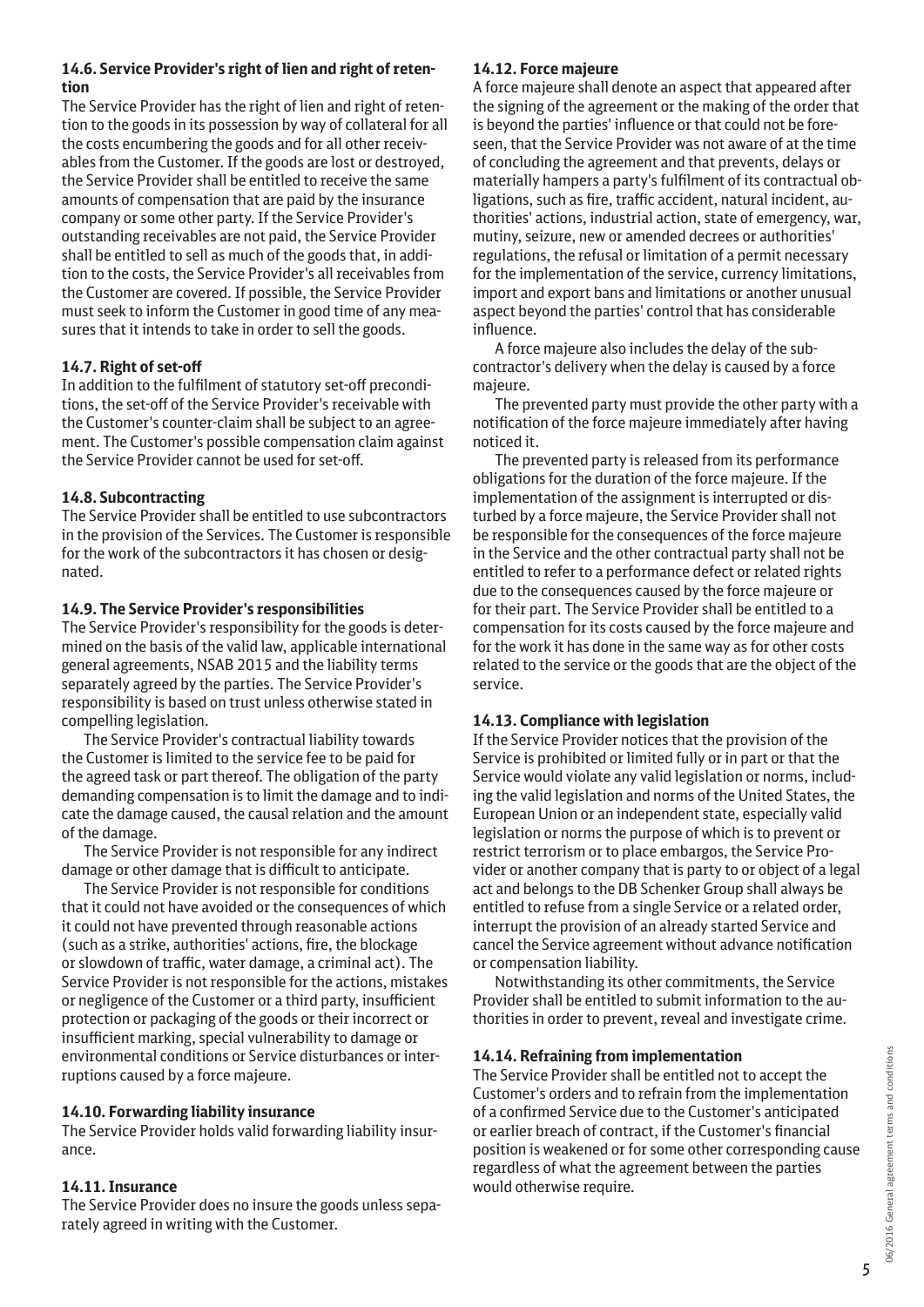### 14.6. Service Provider's right of lien and right of retention

The Service Provider has the right of lien and right of retention to the goods in its possession by way of collateral for all the costs encumbering the goods and for all other receivables from the Customer. If the goods are lost or destroyed, the Service Provider shall be entitled to receive the same amounts of compensation that are paid by the insurance company or some other party. If the Service Provider's outstanding receivables are not paid, the Service Provider shall be entitled to sell as much of the goods that, in addition to the costs, the Service Provider's all receivables from the Customer are covered. If possible, the Service Provider must seek to inform the Customer in good time of any measures that it intends to take in order to sell the goods.

### 14.7. Right of set-off

In addition to the fulfilment of statutory set-off preconditions, the set-off of the Service Provider's receivable with the Customer's counter-claim shall be subject to an agreement. The Customer's possible compensation claim against the Service Provider cannot be used for set-off.

### 14.8. Subcontracting

The Service Provider shall be entitled to use subcontractors in the provision of the Services. The Customer is responsible for the work of the subcontractors it has chosen or designated.

### 14.9. The Service Provider's responsibilities

The Service Provider's responsibility for the goods is determined on the basis of the valid law, applicable international general agreements, NSAB 2015 and the liability terms separately agreed by the parties. The Service Provider's responsibility is based on trust unless otherwise stated in compelling legislation.

The Service Provider's contractual liability towards the Customer is limited to the service fee to be paid for the agreed task or part thereof. The obligation of the party demanding compensation is to limit the damage and to indicate the damage caused, the causal relation and the amount of the damage.

The Service Provider is not responsible for any indirect damage or other damage that is difficult to anticipate.

The Service Provider is not responsible for conditions that it could not have avoided or the consequences of which it could not have prevented through reasonable actions (such as a strike, authorities' actions, fire, the blockage or slowdown of traffic, water damage, a criminal act). The Service Provider is not responsible for the actions, mistakes or negligence of the Customer or a third party, insufficient protection or packaging of the goods or their incorrect or insufficient marking, special vulnerability to damage or environmental conditions or Service disturbances or interruptions caused by a force majeure.

### 14.10. Forwarding liability insurance

The Service Provider holds valid forwarding liability insurance.

### 14.11. Insurance

The Service Provider does no insure the goods unless separately agreed in writing with the Customer.

### 14.12. Force majeure

A force majeure shall denote an aspect that appeared after the signing of the agreement or the making of the order that is beyond the parties' influence or that could not be foreseen, that the Service Provider was not aware of at the time of concluding the agreement and that prevents, delays or materially hampers a party's fulfilment of its contractual obligations, such as fire, traffic accident, natural incident, authorities' actions, industrial action, state of emergency, war, mutiny, seizure, new or amended decrees or authorities' regulations, the refusal or limitation of a permit necessary for the implementation of the service, currency limitations, import and export bans and limitations or another unusual aspect beyond the parties' control that has considerable influence.

A force majeure also includes the delay of the subcontractor's delivery when the delay is caused by a force majeure.

The prevented party must provide the other party with a notification of the force majeure immediately after having noticed it.

The prevented party is released from its performance obligations for the duration of the force majeure. If the implementation of the assignment is interrupted or disturbed by a force majeure, the Service Provider shall not be responsible for the consequences of the force majeure in the Service and the other contractual party shall not be entitled to refer to a performance defect or related rights due to the consequences caused by the force majeure or for their part. The Service Provider shall be entitled to a compensation for its costs caused by the force majeure and for the work it has done in the same way as for other costs related to the service or the goods that are the object of the service.

### 14.13. Compliance with legislation

If the Service Provider notices that the provision of the Service is prohibited or limited fully or in part or that the Service would violate any valid legislation or norms, including the valid legislation and norms of the United States, the European Union or an independent state, especially valid legislation or norms the purpose of which is to prevent or restrict terrorism or to place embargos, the Service Provider or another company that is party to or object of a legal act and belongs to the DB Schenker Group shall always be entitled to refuse from a single Service or a related order, interrupt the provision of an already started Service and cancel the Service agreement without advance notification or compensation liability.

Notwithstanding its other commitments, the Service Provider shall be entitled to submit information to the authorities in order to prevent, reveal and investigate crime.

### 14.14. Refraining from implementation

The Service Provider shall be entitled not to accept the Customer's orders and to refrain from the implementation of a confirmed Service due to the Customer's anticipated or earlier breach of contract, if the Customer's financial position is weakened or for some other corresponding cause regardless of what the agreement between the parties would otherwise require.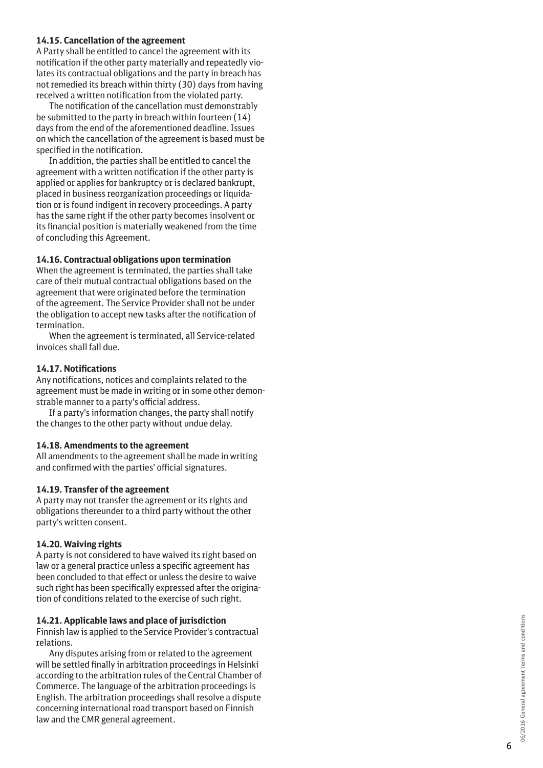**14.15. Cancellation of the agreement**

A Party shall be entitled to cancel the agreement with its notification if the other party materially and repeatedly violates its contractual obligations and the party in breach has not remedied its breach within thirty (30) days from having received a written notification from the violated party.

The notification of the cancellation must demonstrably be submitted to the party in breach within fourteen (14) days from the end of the aforementioned deadline. Issues on which the cancellation of the agreement is based must be specified in the notification.

In addition, the parties shall be entitled to cancel the agreement with a written notification if the other party is applied or applies for bankruptcy or is declared bankrupt, placed in business reorganization proceedings or liquidation or is found indigent in recovery proceedings. A party has the same right if the other party becomes insolvent or its financial position is materially weakened from the time of concluding this Agreement.

**14.16. Contractual obligations upon termination**

When the agreement is terminated, the parties shall take care of their mutual contractual obligations based on the agreement that were originated before the termination of the agreement. The Service Provider shall not be under the obligation to accept new tasks after the notification of termination.

When the agreement is terminated, all Service-related invoices shall fall due.

**14.17. Notifications**

Any notifications, notices and complaints related to the agreement must be made in writing or in some other demonstrable manner to a party's official address.

If a party's information changes, the party shall notify the changes to the other party without undue delay.

**14.18. Amendments to the agreement**

All amendments to the agreement shall be made in writing and confirmed with the parties' official signatures.

**14.19. Transfer of the agreement**

A party may not transfer the agreement or its rights and obligations thereunder to a third party without the other party's written consent.

**14.20. Waiving rights**

A party is not considered to have waived its right based on law or a general practice unless a specific agreement has been concluded to that effect or unless the desire to waive such right has been specifically expressed after the origination of conditions related to the exercise of such right.

**14.21. Applicable laws and place of jurisdiction**

Finnish law is applied to the Service Provider's contractual relations.

Any disputes arising from or related to the agreement will be settled finally in arbitration proceedings in Helsinki according to the arbitration rules of the Central Chamber of Commerce. The language of the arbitration proceedings is English. The arbitration proceedings shall resolve a dispute concerning international road transport based on Finnish law and the CMR general agreement.